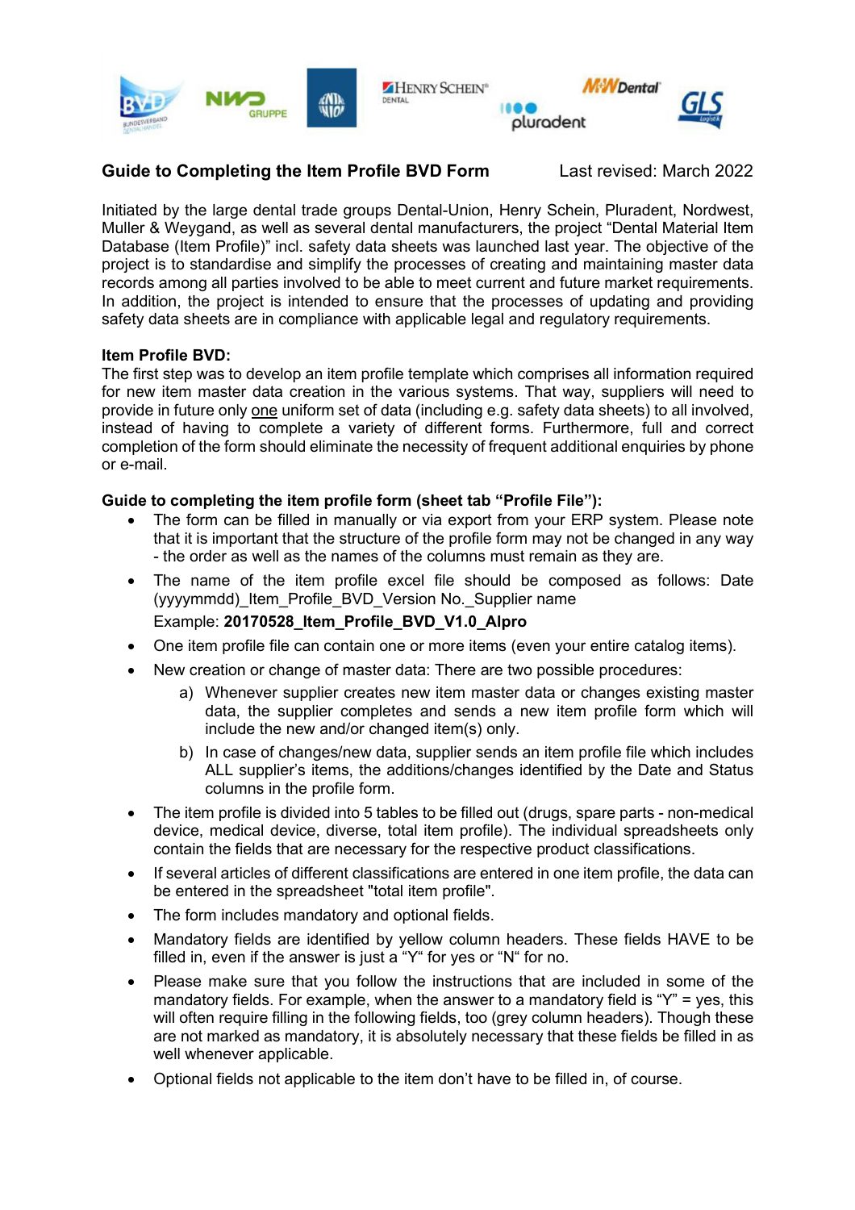## Guide to Completing the Item Profile BVD Form

Last revised: March 2022

Initiated by the large dental trade groups Dental-Union, Henry Schein, Pluradent, Nordwest, Muller & Weygand, as well as several dental manufacturers, the project "Dental Material Item Database (Item Profile)" incl. safety data sheets was launched last year. The objective of the project is to standardise and simplify the processes of creating and maintaining master data records among all parties involved to be able to meet current and future market requirements. In addition, the project is intended to ensure that the processes of updating and providing safety data sheets are in compliance with applicable legal and regulatory requirements.

**Item Profile BVD:**

The first step was to develop an item profile template which comprises all information required for new item master data creation in the various systems. That way, suppliers will need to provide in future only one uniform set of data (including e.g. safety data sheets) to all involved, instead of having to complete a variety of different forms. Furthermore, full and correct completion of the form should eliminate the necessity of frequent additional enquiries by phone or e-mail.

**Guide to completing the item profile form (sheet tab "Profile File"):**

- The form can be filled in manually or via export from your ERP system. Please note that it is important that the structure of the profile form may not be changed in any way - the order as well as the names of the columns must remain as they are.
- The name of the item profile excel file should be composed as follows: Date (yyyymmdd)_Item_Profile_BVD_Version No._Supplier name

  Example: **20170528_Item_Profile_BVD_V1.0_Alpro**
- One item profile file can contain one or more items (even your entire catalog items).
- New creation or change of master data: There are two possible procedures:
  a) Whenever supplier creates new item master data or changes existing master data, the supplier completes and sends a new item profile form which will include the new and/or changed item(s) only.
  b) In case of changes/new data, supplier sends an item profile file which includes ALL supplier's items, the additions/changes identified by the Date and Status columns in the profile form.
- The item profile is divided into 5 tables to be filled out (drugs, spare parts - non-medical device, medical device, diverse, total item profile). The individual spreadsheets only contain the fields that are necessary for the respective product classifications.
- If several articles of different classifications are entered in one item profile, the data can be entered in the spreadsheet "total item profile".
- The form includes mandatory and optional fields.
- Mandatory fields are identified by yellow column headers. These fields HAVE to be filled in, even if the answer is just a "Y" for yes or "N" for no.
- Please make sure that you follow the instructions that are included in some of the mandatory fields. For example, when the answer to a mandatory field is "Y" = yes, this will often require filling in the following fields, too (grey column headers). Though these are not marked as mandatory, it is absolutely necessary that these fields be filled in as well whenever applicable.
- Optional fields not applicable to the item don't have to be filled in, of course.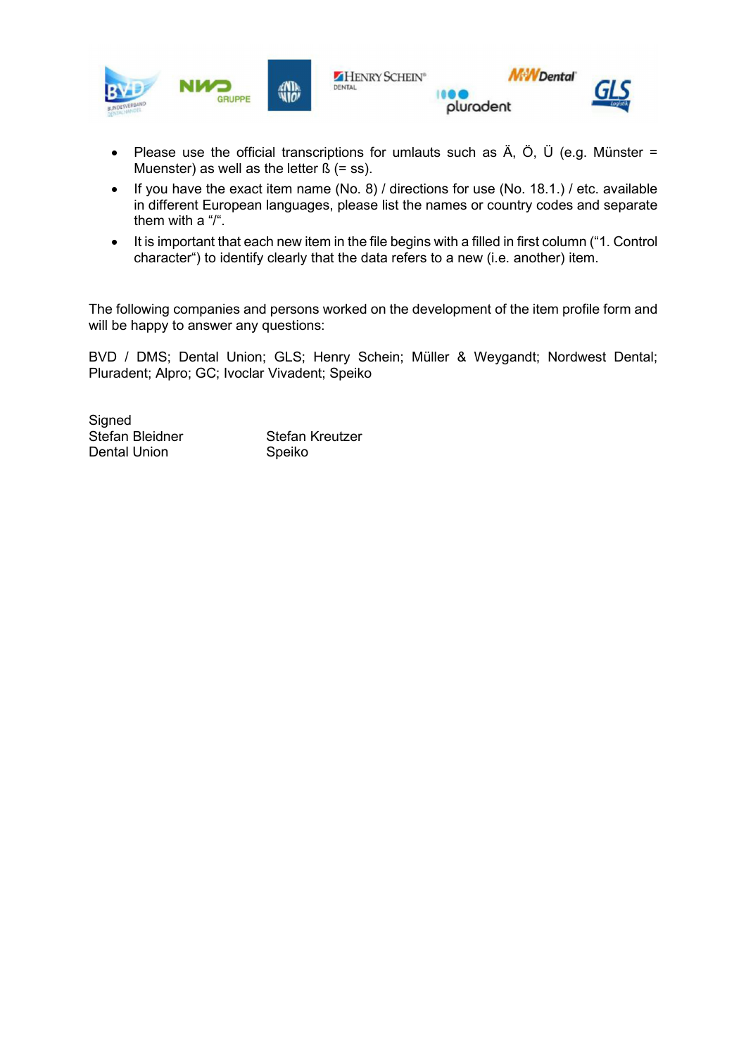- Please use the official transcriptions for umlauts such as Ä, Ö, Ü (e.g. Münster = Muenster) as well as the letter ß (= ss).
- If you have the exact item name (No. 8) / directions for use (No. 18.1.) / etc. available in different European languages, please list the names or country codes and separate them with a "/".
- It is important that each new item in the file begins with a filled in first column ("1. Control character") to identify clearly that the data refers to a new (i.e. another) item.

The following companies and persons worked on the development of the item profile form and will be happy to answer any questions:

BVD / DMS; Dental Union; GLS; Henry Schein; Müller & Weygandt; Nordwest Dental; Pluradent; Alpro; GC; Ivoclar Vivadent; Speiko

Signed

| | |
|---|---|
| Stefan Bleidner | Stefan Kreutzer |
| Dental Union | Speiko |